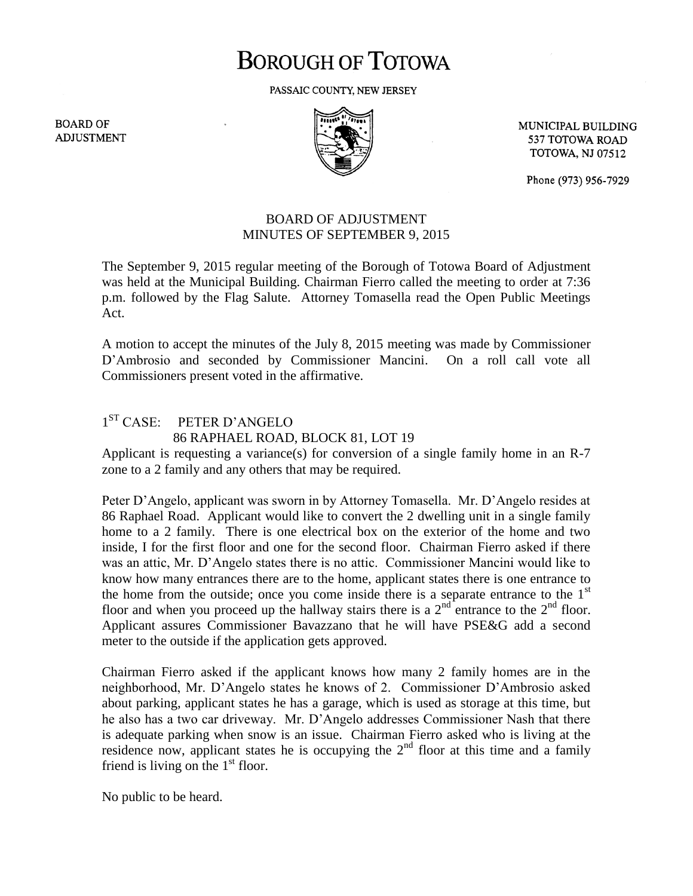# BOROUGH OF TOTOWA

PASSAIC COUNTY, NEW JERSEY

BOARD OF ADJUSTMENT

MUNICIPAL BUILDING
537 TOTOWA ROAD
TOTOWA, NJ 07512

Phone (973) 956-7929

## BOARD OF ADJUSTMENT
## MINUTES OF SEPTEMBER 9, 2015

The September 9, 2015 regular meeting of the Borough of Totowa Board of Adjustment was held at the Municipal Building. Chairman Fierro called the meeting to order at 7:36 p.m. followed by the Flag Salute. Attorney Tomasella read the Open Public Meetings Act.

A motion to accept the minutes of the July 8, 2015 meeting was made by Commissioner D'Ambrosio and seconded by Commissioner Mancini. On a roll call vote all Commissioners present voted in the affirmative.

1ST CASE: PETER D'ANGELO
86 RAPHAEL ROAD, BLOCK 81, LOT 19

Applicant is requesting a variance(s) for conversion of a single family home in an R-7 zone to a 2 family and any others that may be required.

Peter D'Angelo, applicant was sworn in by Attorney Tomasella. Mr. D'Angelo resides at 86 Raphael Road. Applicant would like to convert the 2 dwelling unit in a single family home to a 2 family. There is one electrical box on the exterior of the home and two inside, I for the first floor and one for the second floor. Chairman Fierro asked if there was an attic, Mr. D'Angelo states there is no attic. Commissioner Mancini would like to know how many entrances there are to the home, applicant states there is one entrance to the home from the outside; once you come inside there is a separate entrance to the 1st floor and when you proceed up the hallway stairs there is a 2nd entrance to the 2nd floor. Applicant assures Commissioner Bavazzano that he will have PSE&G add a second meter to the outside if the application gets approved.

Chairman Fierro asked if the applicant knows how many 2 family homes are in the neighborhood, Mr. D'Angelo states he knows of 2. Commissioner D'Ambrosio asked about parking, applicant states he has a garage, which is used as storage at this time, but he also has a two car driveway. Mr. D'Angelo addresses Commissioner Nash that there is adequate parking when snow is an issue. Chairman Fierro asked who is living at the residence now, applicant states he is occupying the 2nd floor at this time and a family friend is living on the 1st floor.

No public to be heard.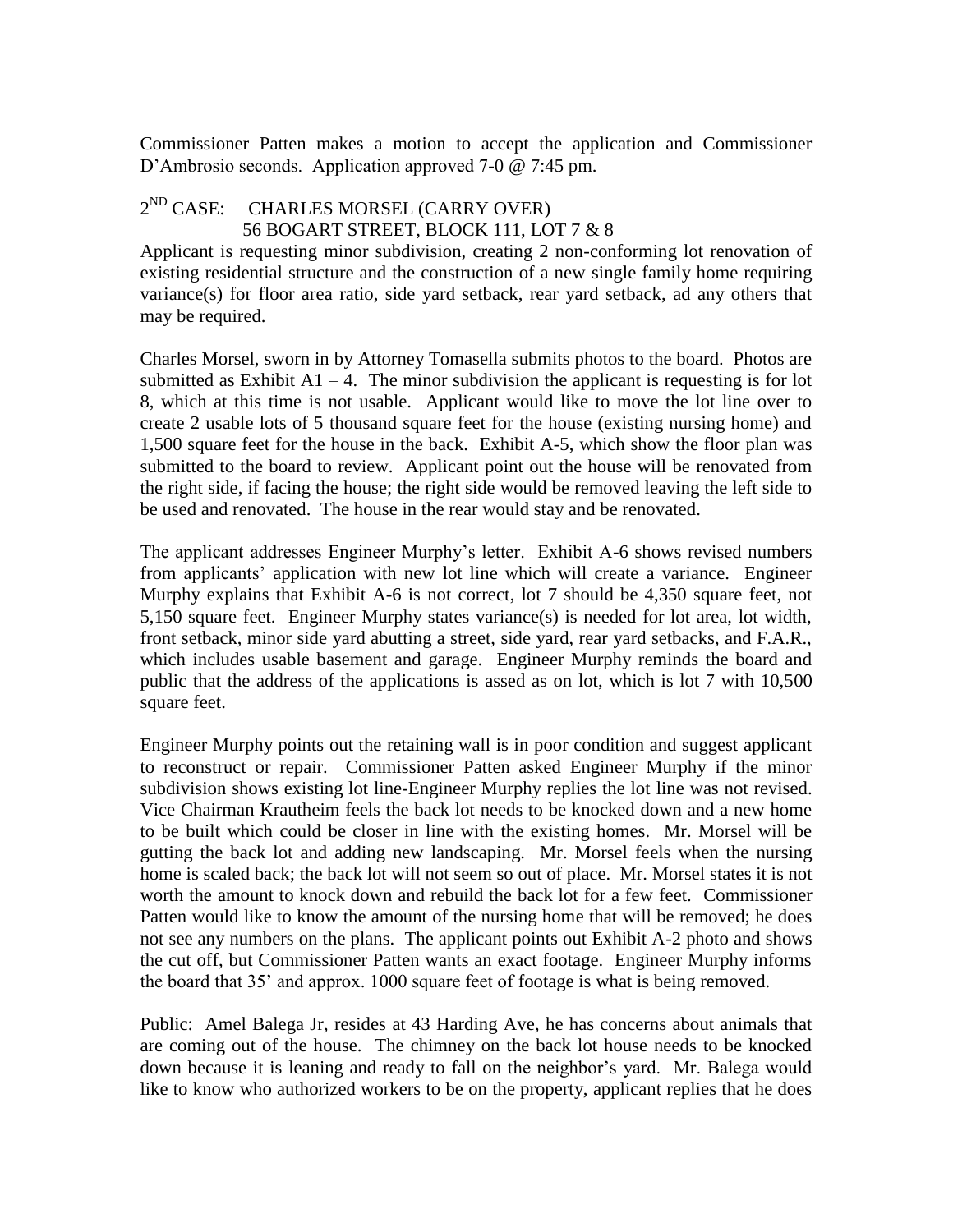Commissioner Patten makes a motion to accept the application and Commissioner D'Ambrosio seconds. Application approved 7-0 @ 7:45 pm.

2ND CASE: CHARLES MORSEL (CARRY OVER)
56 BOGART STREET, BLOCK 111, LOT 7 & 8

Applicant is requesting minor subdivision, creating 2 non-conforming lot renovation of existing residential structure and the construction of a new single family home requiring variance(s) for floor area ratio, side yard setback, rear yard setback, ad any others that may be required.

Charles Morsel, sworn in by Attorney Tomasella submits photos to the board. Photos are submitted as Exhibit A1 – 4. The minor subdivision the applicant is requesting is for lot 8, which at this time is not usable. Applicant would like to move the lot line over to create 2 usable lots of 5 thousand square feet for the house (existing nursing home) and 1,500 square feet for the house in the back. Exhibit A-5, which show the floor plan was submitted to the board to review. Applicant point out the house will be renovated from the right side, if facing the house; the right side would be removed leaving the left side to be used and renovated. The house in the rear would stay and be renovated.

The applicant addresses Engineer Murphy's letter. Exhibit A-6 shows revised numbers from applicants' application with new lot line which will create a variance. Engineer Murphy explains that Exhibit A-6 is not correct, lot 7 should be 4,350 square feet, not 5,150 square feet. Engineer Murphy states variance(s) is needed for lot area, lot width, front setback, minor side yard abutting a street, side yard, rear yard setbacks, and F.A.R., which includes usable basement and garage. Engineer Murphy reminds the board and public that the address of the applications is assed as on lot, which is lot 7 with 10,500 square feet.

Engineer Murphy points out the retaining wall is in poor condition and suggest applicant to reconstruct or repair. Commissioner Patten asked Engineer Murphy if the minor subdivision shows existing lot line-Engineer Murphy replies the lot line was not revised. Vice Chairman Krautheim feels the back lot needs to be knocked down and a new home to be built which could be closer in line with the existing homes. Mr. Morsel will be gutting the back lot and adding new landscaping. Mr. Morsel feels when the nursing home is scaled back; the back lot will not seem so out of place. Mr. Morsel states it is not worth the amount to knock down and rebuild the back lot for a few feet. Commissioner Patten would like to know the amount of the nursing home that will be removed; he does not see any numbers on the plans. The applicant points out Exhibit A-2 photo and shows the cut off, but Commissioner Patten wants an exact footage. Engineer Murphy informs the board that 35' and approx. 1000 square feet of footage is what is being removed.

Public: Amel Balega Jr, resides at 43 Harding Ave, he has concerns about animals that are coming out of the house. The chimney on the back lot house needs to be knocked down because it is leaning and ready to fall on the neighbor's yard. Mr. Balega would like to know who authorized workers to be on the property, applicant replies that he does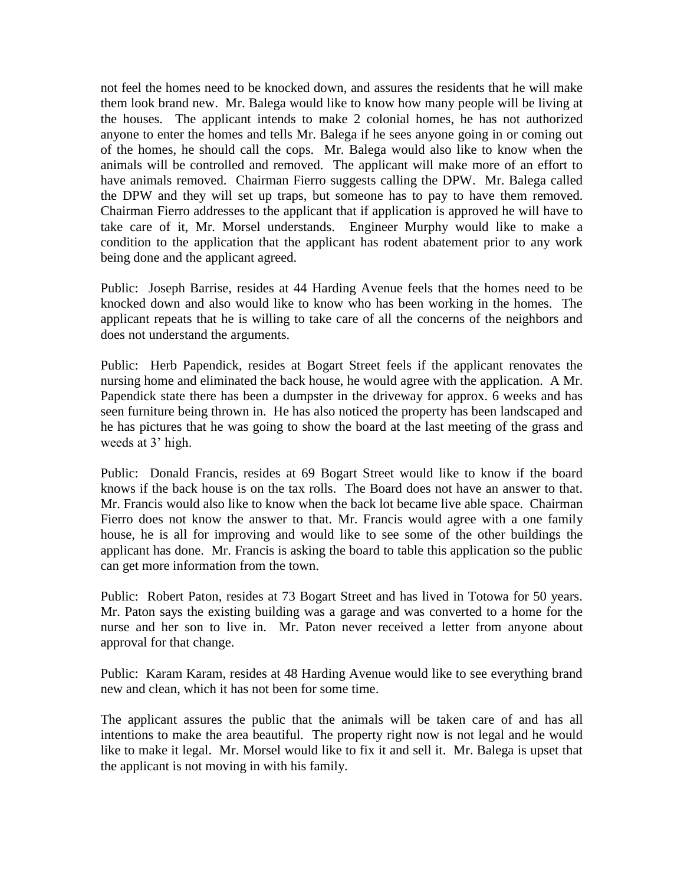not feel the homes need to be knocked down, and assures the residents that he will make them look brand new. Mr. Balega would like to know how many people will be living at the houses. The applicant intends to make 2 colonial homes, he has not authorized anyone to enter the homes and tells Mr. Balega if he sees anyone going in or coming out of the homes, he should call the cops. Mr. Balega would also like to know when the animals will be controlled and removed. The applicant will make more of an effort to have animals removed. Chairman Fierro suggests calling the DPW. Mr. Balega called the DPW and they will set up traps, but someone has to pay to have them removed. Chairman Fierro addresses to the applicant that if application is approved he will have to take care of it, Mr. Morsel understands. Engineer Murphy would like to make a condition to the application that the applicant has rodent abatement prior to any work being done and the applicant agreed.

Public: Joseph Barrise, resides at 44 Harding Avenue feels that the homes need to be knocked down and also would like to know who has been working in the homes. The applicant repeats that he is willing to take care of all the concerns of the neighbors and does not understand the arguments.

Public: Herb Papendick, resides at Bogart Street feels if the applicant renovates the nursing home and eliminated the back house, he would agree with the application. A Mr. Papendick state there has been a dumpster in the driveway for approx. 6 weeks and has seen furniture being thrown in. He has also noticed the property has been landscaped and he has pictures that he was going to show the board at the last meeting of the grass and weeds at 3' high.

Public: Donald Francis, resides at 69 Bogart Street would like to know if the board knows if the back house is on the tax rolls. The Board does not have an answer to that. Mr. Francis would also like to know when the back lot became live able space. Chairman Fierro does not know the answer to that. Mr. Francis would agree with a one family house, he is all for improving and would like to see some of the other buildings the applicant has done. Mr. Francis is asking the board to table this application so the public can get more information from the town.

Public: Robert Paton, resides at 73 Bogart Street and has lived in Totowa for 50 years. Mr. Paton says the existing building was a garage and was converted to a home for the nurse and her son to live in. Mr. Paton never received a letter from anyone about approval for that change.

Public: Karam Karam, resides at 48 Harding Avenue would like to see everything brand new and clean, which it has not been for some time.

The applicant assures the public that the animals will be taken care of and has all intentions to make the area beautiful. The property right now is not legal and he would like to make it legal. Mr. Morsel would like to fix it and sell it. Mr. Balega is upset that the applicant is not moving in with his family.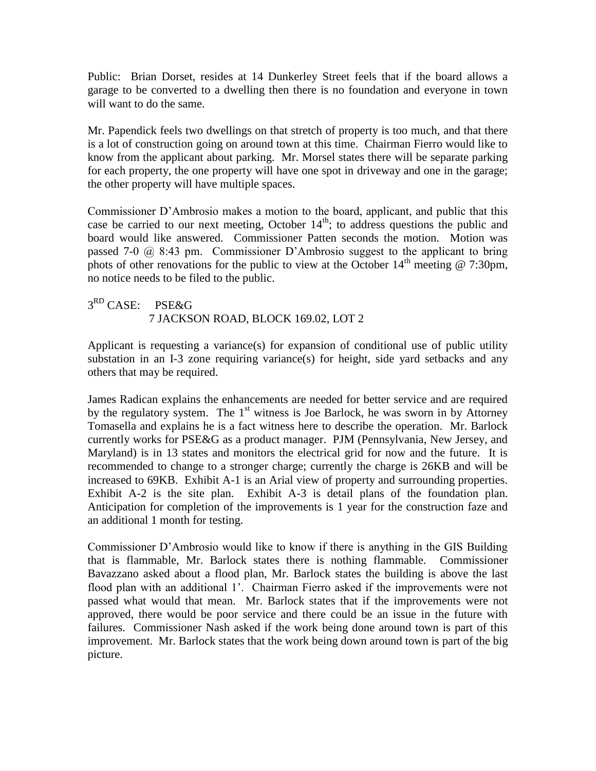Public: Brian Dorset, resides at 14 Dunkerley Street feels that if the board allows a garage to be converted to a dwelling then there is no foundation and everyone in town will want to do the same.

Mr. Papendick feels two dwellings on that stretch of property is too much, and that there is a lot of construction going on around town at this time. Chairman Fierro would like to know from the applicant about parking. Mr. Morsel states there will be separate parking for each property, the one property will have one spot in driveway and one in the garage; the other property will have multiple spaces.

Commissioner D'Ambrosio makes a motion to the board, applicant, and public that this case be carried to our next meeting, October 14th; to address questions the public and board would like answered. Commissioner Patten seconds the motion. Motion was passed 7-0 @ 8:43 pm. Commissioner D'Ambrosio suggest to the applicant to bring phots of other renovations for the public to view at the October 14th meeting @ 7:30pm, no notice needs to be filed to the public.

3RD CASE: PSE&G
7 JACKSON ROAD, BLOCK 169.02, LOT 2

Applicant is requesting a variance(s) for expansion of conditional use of public utility substation in an I-3 zone requiring variance(s) for height, side yard setbacks and any others that may be required.

James Radican explains the enhancements are needed for better service and are required by the regulatory system. The 1st witness is Joe Barlock, he was sworn in by Attorney Tomasella and explains he is a fact witness here to describe the operation. Mr. Barlock currently works for PSE&G as a product manager. PJM (Pennsylvania, New Jersey, and Maryland) is in 13 states and monitors the electrical grid for now and the future. It is recommended to change to a stronger charge; currently the charge is 26KB and will be increased to 69KB. Exhibit A-1 is an Arial view of property and surrounding properties. Exhibit A-2 is the site plan. Exhibit A-3 is detail plans of the foundation plan. Anticipation for completion of the improvements is 1 year for the construction faze and an additional 1 month for testing.

Commissioner D'Ambrosio would like to know if there is anything in the GIS Building that is flammable, Mr. Barlock states there is nothing flammable. Commissioner Bavazzano asked about a flood plan, Mr. Barlock states the building is above the last flood plan with an additional 1'. Chairman Fierro asked if the improvements were not passed what would that mean. Mr. Barlock states that if the improvements were not approved, there would be poor service and there could be an issue in the future with failures. Commissioner Nash asked if the work being done around town is part of this improvement. Mr. Barlock states that the work being down around town is part of the big picture.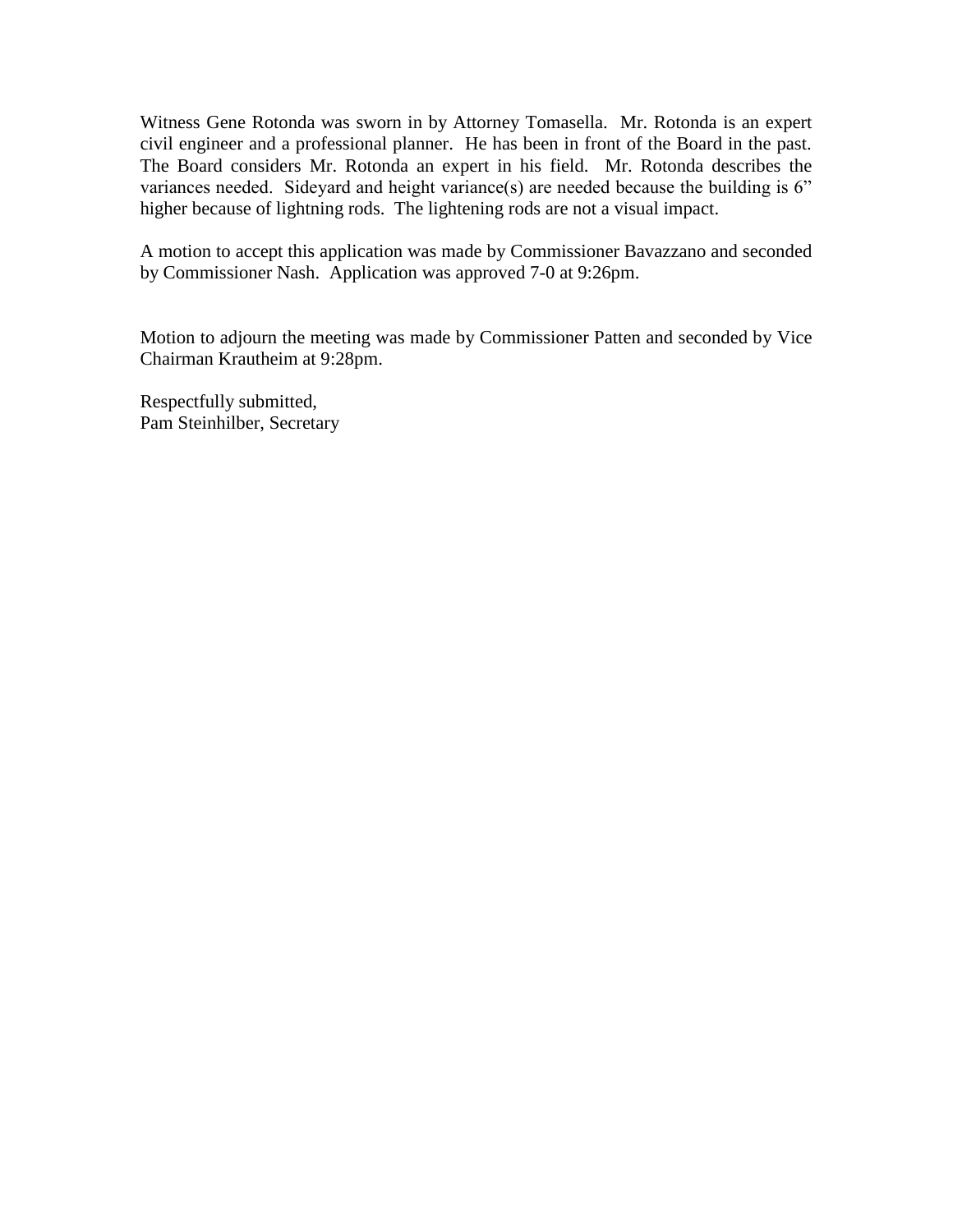Witness Gene Rotonda was sworn in by Attorney Tomasella. Mr. Rotonda is an expert civil engineer and a professional planner. He has been in front of the Board in the past. The Board considers Mr. Rotonda an expert in his field. Mr. Rotonda describes the variances needed. Sideyard and height variance(s) are needed because the building is 6" higher because of lightning rods. The lightening rods are not a visual impact.

A motion to accept this application was made by Commissioner Bavazzano and seconded by Commissioner Nash. Application was approved 7-0 at 9:26pm.

Motion to adjourn the meeting was made by Commissioner Patten and seconded by Vice Chairman Krautheim at 9:28pm.

Respectfully submitted,
Pam Steinhilber, Secretary